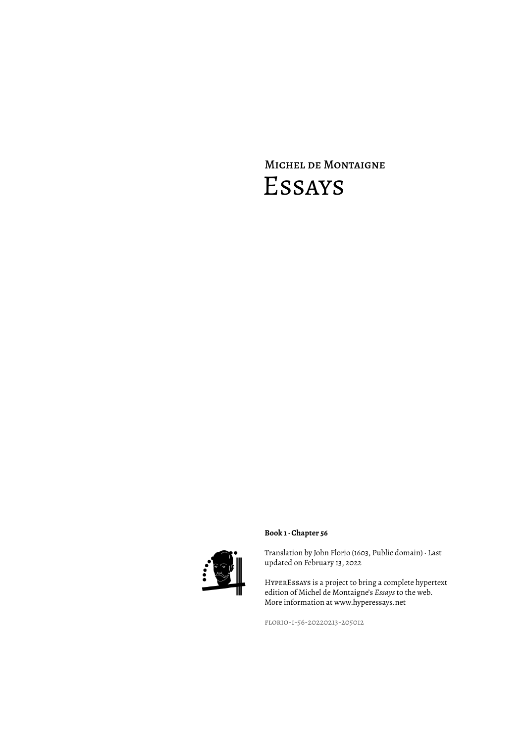# Michel de Montaigne
# Essays

**Book 1 · Chapter 56**

Translation by John Florio (1603, Public domain) · Last updated on February 13, 2022

HyperEssays is a project to bring a complete hypertext edition of Michel de Montaigne's *Essays* to the web. More information at www.hyperessays.net

florio-1-56-20220213-205012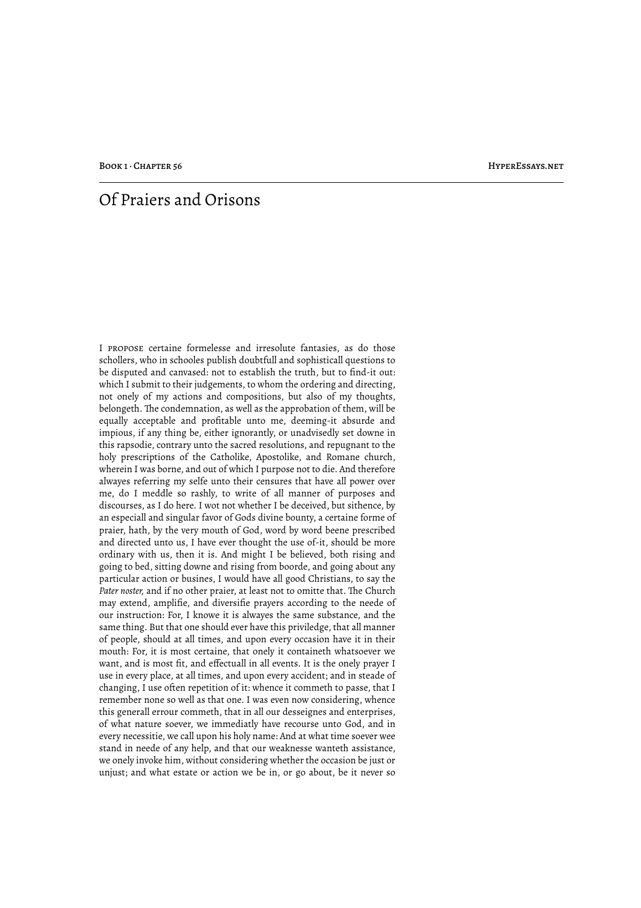# Of Praiers and Orisons

I PROPOSE certaine formelesse and irresolute fantasies, as do those schollers, who in schooles publish doubtfull and sophisticall questions to be disputed and canvased: not to establish the truth, but to find-it out: which I submit to their judgements, to whom the ordering and directing, not onely of my actions and compositions, but also of my thoughts, belongeth. The condemnation, as well as the approbation of them, will be equally acceptable and profitable unto me, deeming-it absurde and impious, if any thing be, either ignorantly, or unadvisedly set downe in this rapsodie, contrary unto the sacred resolutions, and repugnant to the holy prescriptions of the Catholike, Apostolike, and Romane church, wherein I was borne, and out of which I purpose not to die. And therefore alwayes referring my selfe unto their censures that have all power over me, do I meddle so rashly, to write of all manner of purposes and discourses, as I do here. I wot not whether I be deceived, but sithence, by an especiall and singular favor of Gods divine bounty, a certaine forme of praier, hath, by the very mouth of God, word by word beene prescribed and directed unto us, I have ever thought the use of-it, should be more ordinary with us, then it is. And might I be believed, both rising and going to bed, sitting downe and rising from boorde, and going about any particular action or busines, I would have all good Christians, to say the *Pater noster,* and if no other praier, at least not to omitte that. The Church may extend, amplifie, and diversifie prayers according to the neede of our instruction: For, I knowe it is alwayes the same substance, and the same thing. But that one should ever have this priviledge, that all manner of people, should at all times, and upon every occasion have it in their mouth: For, it is most certaine, that onely it containeth whatsoever we want, and is most fit, and effectuall in all events. It is the onely prayer I use in every place, at all times, and upon every accident; and in steade of changing, I use often repetition of it: whence it commeth to passe, that I remember none so well as that one. I was even now considering, whence this generall errour commeth, that in all our desseignes and enterprises, of what nature soever, we immediatly have recourse unto God, and in every necessitie, we call upon his holy name: And at what time soever wee stand in neede of any help, and that our weaknesse wanteth assistance, we onely invoke him, without considering whether the occasion be just or unjust; and what estate or action we be in, or go about, be it never so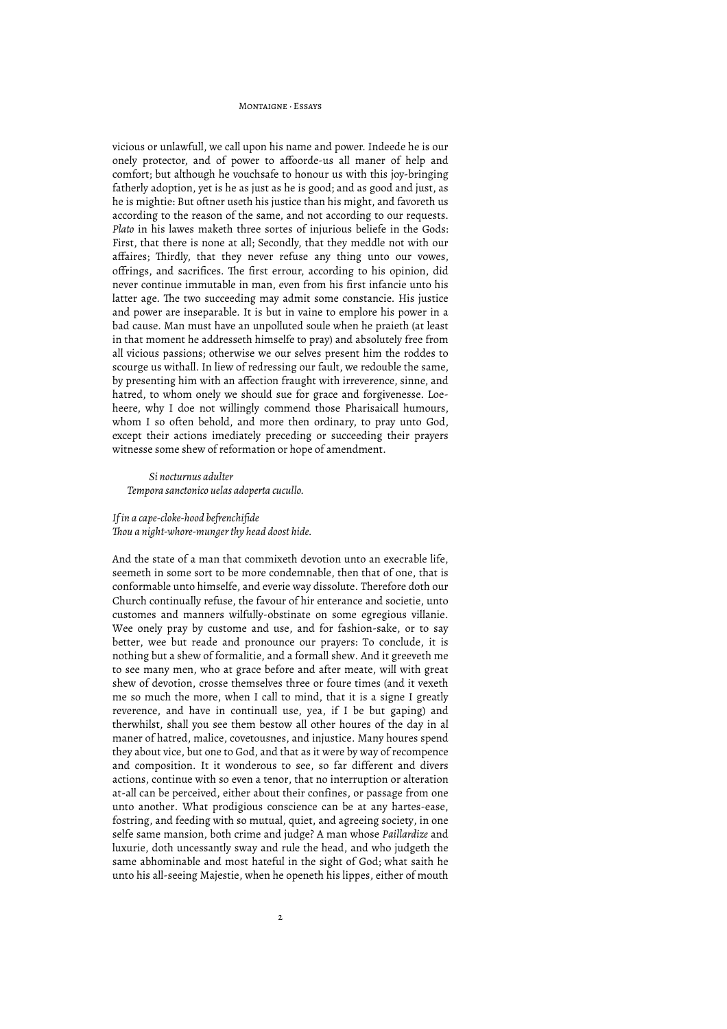vicious or unlawfull, we call upon his name and power. Indeede he is our onely protector, and of power to affoorde-us all maner of help and comfort; but although he vouchsafe to honour us with this joy-bringing fatherly adoption, yet is he as just as he is good; and as good and just, as he is mightie: But oftner useth his justice than his might, and favoreth us according to the reason of the same, and not according to our requests. *Plato* in his lawes maketh three sortes of injurious beliefe in the Gods: First, that there is none at all; Secondly, that they meddle not with our affaires; Thirdly, that they never refuse any thing unto our vowes, offrings, and sacrifices. The first errour, according to his opinion, did never continue immutable in man, even from his first infancie unto his latter age. The two succeeding may admit some constancie. His justice and power are inseparable. It is but in vaine to emplore his power in a bad cause. Man must have an unpolluted soule when he praieth (at least in that moment he addresseth himselfe to pray) and absolutely free from all vicious passions; otherwise we our selves present him the roddes to scourge us withall. In liew of redressing our fault, we redouble the same, by presenting him with an affection fraught with irreverence, sinne, and hatred, to whom onely we should sue for grace and forgivenesse. Loe-heere, why I doe not willingly commend those Pharisaicall humours, whom I so often behold, and more then ordinary, to pray unto God, except their actions imediately preceding or succeeding their prayers witnesse some shew of reformation or hope of amendment.

> *Si nocturnus adulter*
> *Tempora sanctonico uelas adoperta cucullo.*

*If in a cape-cloke-hood befrenchifide*
*Thou a night-whore-munger thy head doost hide.*

And the state of a man that commixeth devotion unto an execrable life, seemeth in some sort to be more condemnable, then that of one, that is conformable unto himselfe, and everie way dissolute. Therefore doth our Church continually refuse, the favour of hir enterance and societie, unto customes and manners wilfully-obstinate on some egregious villanie. Wee onely pray by custome and use, and for fashion-sake, or to say better, wee but reade and pronounce our prayers: To conclude, it is nothing but a shew of formalitie, and a formall shew. And it greeveth me to see many men, who at grace before and after meate, will with great shew of devotion, crosse themselves three or foure times (and it vexeth me so much the more, when I call to mind, that it is a signe I greatly reverence, and have in continuall use, yea, if I be but gaping) and therwhilst, shall you see them bestow all other houres of the day in al maner of hatred, malice, covetousnes, and injustice. Many houres spend they about vice, but one to God, and that as it were by way of recompence and composition. It it wonderous to see, so far different and divers actions, continue with so even a tenor, that no interruption or alteration at-all can be perceived, either about their confines, or passage from one unto another. What prodigious conscience can be at any hartes-ease, fostring, and feeding with so mutual, quiet, and agreeing society, in one selfe same mansion, both crime and judge? A man whose *Paillardize* and luxurie, doth uncessantly sway and rule the head, and who judgeth the same abhominable and most hateful in the sight of God; what saith he unto his all-seeing Majestie, when he openeth his lippes, either of mouth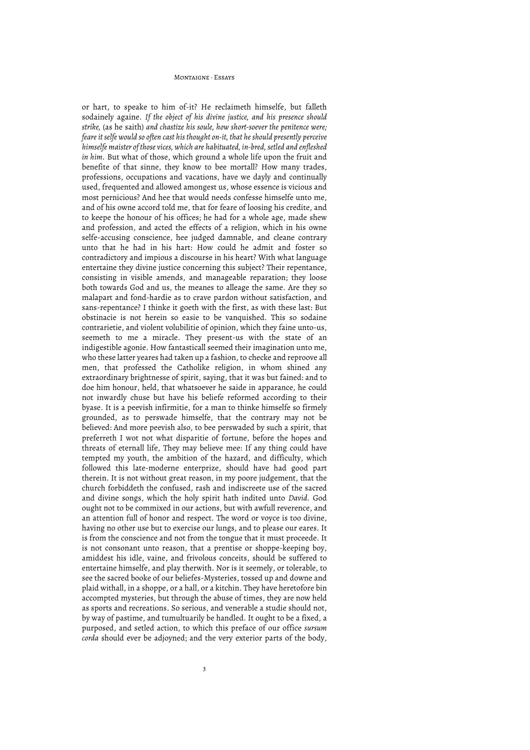or hart, to speake to him of-it? He reclaimeth himselfe, but falleth sodainely againe. *If the object of his divine justice, and his presence should strike,* (as he saith) *and chastize his soule, how short-soever the penitence were; feare it selfe would so often cast his thought on-it, that he should presently perceive himselfe maister of those vices, which are habituated, in-bred, setled and enfleshed in him.* But what of those, which ground a whole life upon the fruit and benefite of that sinne, they know to bee mortall? How many trades, professions, occupations and vacations, have we dayly and continually used, frequented and allowed amongest us, whose essence is vicious and most pernicious? And hee that would needs confesse himselfe unto me, and of his owne accord told me, that for feare of loosing his credite, and to keepe the honour of his offices; he had for a whole age, made shew and profession, and acted the effects of a religion, which in his owne selfe-accusing conscience, hee judged damnable, and cleane contrary unto that he had in his hart: How could he admit and foster so contradictory and impious a discourse in his heart? With what language entertaine they divine justice concerning this subject? Their repentance, consisting in visible amends, and manageable reparation; they loose both towards God and us, the meanes to alleage the same. Are they so malapart and fond-hardie as to crave pardon without satisfaction, and sans-repentance? I thinke it goeth with the first, as with these last: But obstinacie is not herein so easie to be vanquished. This so sodaine contrarietie, and violent volubilitie of opinion, which they faine unto-us, seemeth to me a miracle. They present-us with the state of an indigestible agonie. How fantasticall seemed their imagination unto me, who these latter yeares had taken up a fashion, to checke and reproove all men, that professed the Catholike religion, in whom shined any extraordinary brightnesse of spirit, saying, that it was but fained: and to doe him honour, held, that whatsoever he saide in apparance, he could not inwardly chuse but have his beliefe reformed according to their byase. It is a peevish infirmitie, for a man to thinke himselfe so firmely grounded, as to perswade himselfe, that the contrary may not be believed: And more peevish also, to bee perswaded by such a spirit, that preferreth I wot not what disparitie of fortune, before the hopes and threats of eternall life, They may believe mee: If any thing could have tempted my youth, the ambition of the hazard, and difficulty, which followed this late-moderne enterprize, should have had good part therein. It is not without great reason, in my poore judgement, that the church forbiddeth the confused, rash and indiscreete use of the sacred and divine songs, which the holy spirit hath indited unto *David*. God ought not to be commixed in our actions, but with awfull reverence, and an attention full of honor and respect. The word or voyce is too divine, having no other use but to exercise our lungs, and to please our eares. It is from the conscience and not from the tongue that it must proceede. It is not consonant unto reason, that a prentise or shoppe-keeping boy, amiddest his idle, vaine, and frivolous conceits, should be suffered to entertaine himselfe, and play therwith. Nor is it seemely, or tolerable, to see the sacred booke of our beliefes-Mysteries, tossed up and downe and plaid withall, in a shoppe, or a hall, or a kitchin. They have heretofore bin accompted mysteries, but through the abuse of times, they are now held as sports and recreations. So serious, and venerable a studie should not, by way of pastime, and tumultuarily be handled. It ought to be a fixed, a purposed, and setled action, to which this preface of our office *sursum corda* should ever be adjoyned; and the very exterior parts of the body,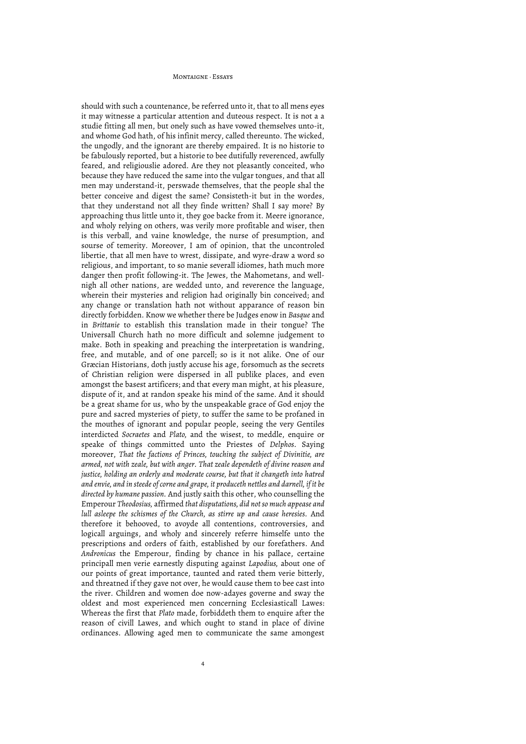should with such a countenance, be referred unto it, that to all mens eyes it may witnesse a particular attention and duteous respect. It is not a a studie fitting all men, but onely such as have vowed themselves unto-it, and whome God hath, of his infinit mercy, called thereunto. The wicked, the ungodly, and the ignorant are thereby empaired. It is no historie to be fabulously reported, but a historie to bee dutifully reverenced, awfully feared, and religiouslie adored. Are they not pleasantly conceited, who because they have reduced the same into the vulgar tongues, and that all men may understand-it, perswade themselves, that the people shal the better conceive and digest the same? Consisteth-it but in the wordes, that they understand not all they finde written? Shall I say more? By approaching thus little unto it, they goe backe from it. Meere ignorance, and wholy relying on others, was verily more profitable and wiser, then is this verball, and vaine knowledge, the nurse of presumption, and sourse of temerity. Moreover, I am of opinion, that the uncontroled libertie, that all men have to wrest, dissipate, and wyre-draw a word so religious, and important, to so manie severall idiomes, hath much more danger then profit following-it. The Jewes, the Mahometans, and well-nigh all other nations, are wedded unto, and reverence the language, wherein their mysteries and religion had originally bin conceived; and any change or translation hath not without apparance of reason bin directly forbidden. Know we whether there be Judges enow in *Basque* and in *Brittanie* to establish this translation made in their tongue? The Universall Church hath no more difficult and solemne judgement to make. Both in speaking and preaching the interpretation is wandring, free, and mutable, and of one parcell; so is it not alike. One of our Græcian Historians, doth justly accuse his age, forsomuch as the secrets of Christian religion were dispersed in all publike places, and even amongst the basest artificers; and that every man might, at his pleasure, dispute of it, and at randon speake his mind of the same. And it should be a great shame for us, who by the unspeakable grace of God enjoy the pure and sacred mysteries of piety, to suffer the same to be profaned in the mouthes of ignorant and popular people, seeing the very Gentiles interdicted *Socraetes* and *Plato,* and the wisest, to meddle, enquire or speake of things committed unto the Priestes of *Delphos*. Saying moreover, *That the factions of Princes, touching the subject of Divinitie, are armed, not with zeale, but with anger. That zeale dependeth of divine reason and justice, holding an orderly and moderate course, but that it changeth into hatred and envie, and in steede of corne and grape, it produceth nettles and darnell, if it be directed by humane passion.* And justly saith this other, who counselling the Emperour *Theodosius,* affirmed *that disputations, did not so much appease and lull asleepe the schismes of the Church, as stirre up and cause heresies.* And therefore it behooved, to avoyde all contentions, controversies, and logicall arguings, and wholy and sincerely referre himselfe unto the prescriptions and orders of faith, established by our forefathers. And *Andronicus* the Emperour, finding by chance in his pallace, certaine principall men verie earnestly disputing against *Lapodius,* about one of our points of great importance, taunted and rated them verie bitterly, and threatned if they gave not over, he would cause them to bee cast into the river. Children and women doe now-adayes governe and sway the oldest and most experienced men concerning Ecclesiasticall Lawes: Whereas the first that *Plato* made, forbiddeth them to enquire after the reason of civill Lawes, and which ought to stand in place of divine ordinances. Allowing aged men to communicate the same amongest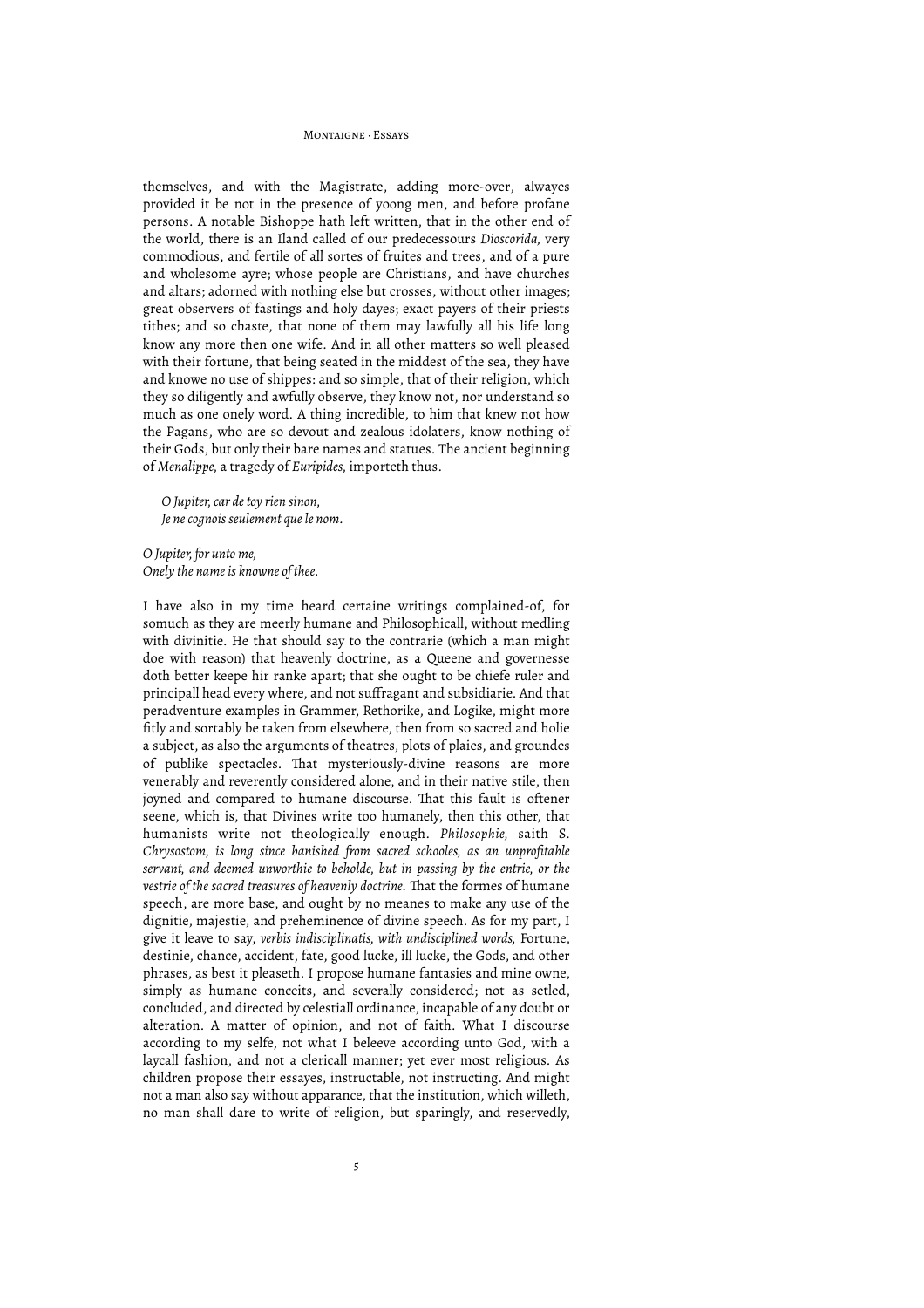themselves, and with the Magistrate, adding more-over, alwayes provided it be not in the presence of yoong men, and before profane persons. A notable Bishoppe hath left written, that in the other end of the world, there is an Iland called of our predecessours *Dioscorida*, very commodious, and fertile of all sortes of fruites and trees, and of a pure and wholesome ayre; whose people are Christians, and have churches and altars; adorned with nothing else but crosses, without other images; great observers of fastings and holy dayes; exact payers of their priests tithes; and so chaste, that none of them may lawfully all his life long know any more then one wife. And in all other matters so well pleased with their fortune, that being seated in the middest of the sea, they have and knowe no use of shippes: and so simple, that of their religion, which they so diligently and awfully observe, they know not, nor understand so much as one onely word. A thing incredible, to him that knew not how the Pagans, who are so devout and zealous idolaters, know nothing of their Gods, but only their bare names and statues. The ancient beginning of *Menalippe*, a tragedy of *Euripides*, importeth thus.

> *O Jupiter, car de toy rien sinon,*
> *Je ne cognois seulement que le nom.*

*O Jupiter, for unto me,*
*Onely the name is knowne of thee.*

I have also in my time heard certaine writings complained-of, for somuch as they are meerly humane and Philosophicall, without medling with divinitie. He that should say to the contrarie (which a man might doe with reason) that heavenly doctrine, as a Queene and governesse doth better keepe hir ranke apart; that she ought to be chiefe ruler and principall head every where, and not suffragant and subsidiarie. And that peradventure examples in Grammer, Rethorike, and Logike, might more fitly and sortably be taken from elsewhere, then from so sacred and holie a subject, as also the arguments of theatres, plots of plaies, and groundes of publike spectacles. That mysteriously-divine reasons are more venerably and reverently considered alone, and in their native stile, then joyned and compared to humane discourse. That this fault is oftener seene, which is, that Divines write too humanely, then this other, that humanists write not theologically enough. *Philosophie,* saith S. *Chrysostom, is long since banished from sacred schooles, as an unprofitable servant, and deemed unworthie to beholde, but in passing by the entrie, or the vestrie of the sacred treasures of heavenly doctrine.* That the formes of humane speech, are more base, and ought by no meanes to make any use of the dignitie, majestie, and preheminence of divine speech. As for my part, I give it leave to say, *verbis indisciplinatis, with undisciplined words,* Fortune, destinie, chance, accident, fate, good lucke, ill lucke, the Gods, and other phrases, as best it pleaseth. I propose humane fantasies and mine owne, simply as humane conceits, and severally considered; not as setled, concluded, and directed by celestiall ordinance, incapable of any doubt or alteration. A matter of opinion, and not of faith. What I discourse according to my selfe, not what I beleeve according unto God, with a laycall fashion, and not a clericall manner; yet ever most religious. As children propose their essayes, instructable, not instructing. And might not a man also say without apparance, that the institution, which willeth, no man shall dare to write of religion, but sparingly, and reservedly,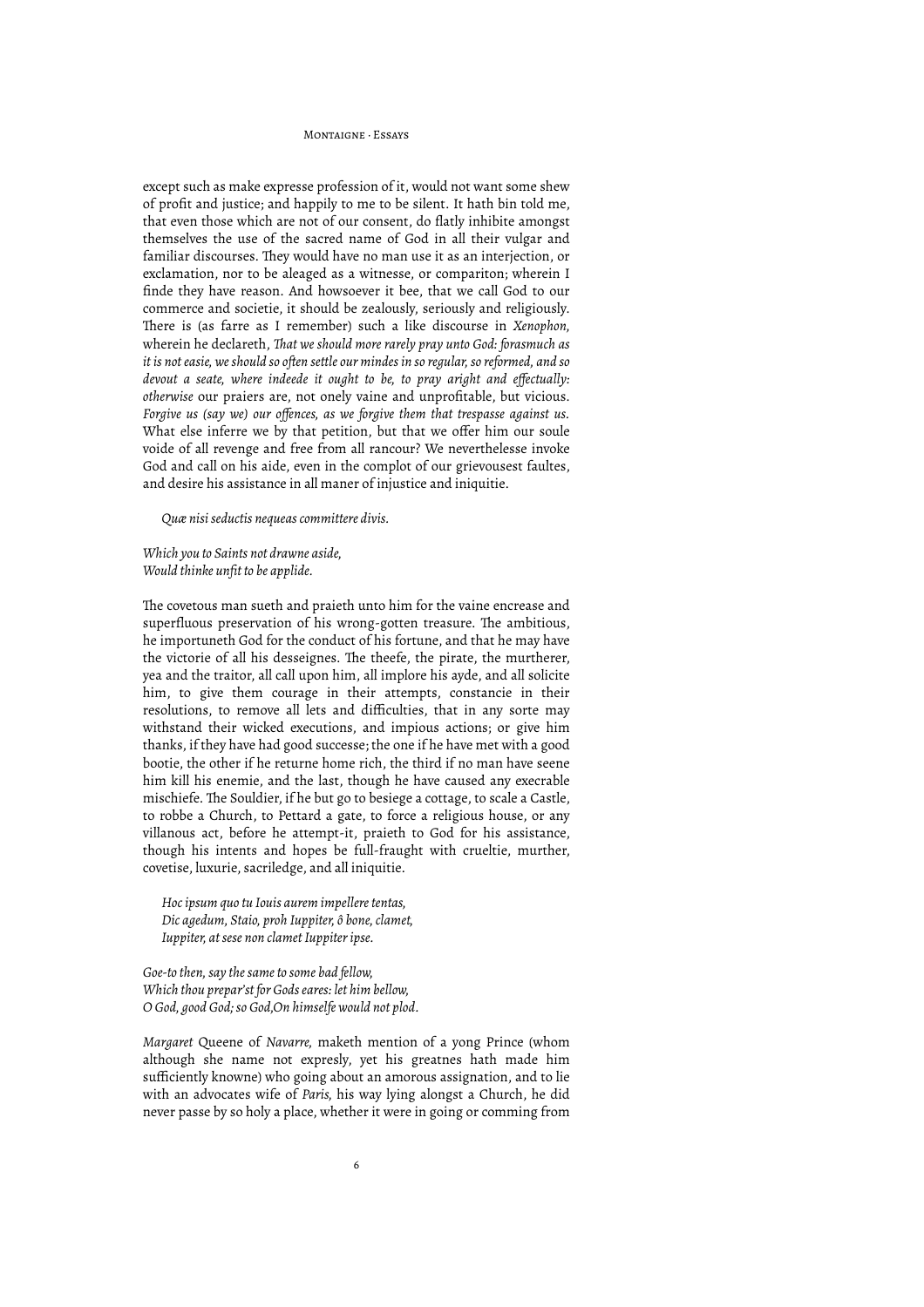except such as make expresse profession of it, would not want some shew of profit and justice; and happily to me to be silent. It hath bin told me, that even those which are not of our consent, do flatly inhibite amongst themselves the use of the sacred name of God in all their vulgar and familiar discourses. They would have no man use it as an interjection, or exclamation, nor to be aleaged as a witnesse, or compariton; wherein I finde they have reason. And howsoever it bee, that we call God to our commerce and societie, it should be zealously, seriously and religiously. There is (as farre as I remember) such a like discourse in *Xenophon*, wherein he declareth, *That we should more rarely pray unto God: forasmuch as it is not easie, we should so often settle our mindes in so regular, so reformed, and so devout a seate, where indeede it ought to be, to pray aright and effectually: otherwise* our praiers are, not onely vaine and unprofitable, but vicious. *Forgive us (say we) our offences, as we forgive them that trespasse against us.* What else inferre we by that petition, but that we offer him our soule voide of all revenge and free from all rancour? We neverthelesse invoke God and call on his aide, even in the complot of our grievousest faultes, and desire his assistance in all maner of injustice and iniquitie.

> *Quæ nisi seductis nequeas committere divis.*

*Which you to Saints not drawne aside,*
*Would thinke unfit to be applide.*

The covetous man sueth and praieth unto him for the vaine encrease and superfluous preservation of his wrong-gotten treasure. The ambitious, he importuneth God for the conduct of his fortune, and that he may have the victorie of all his desseignes. The theefe, the pirate, the murtherer, yea and the traitor, all call upon him, all implore his ayde, and all solicite him, to give them courage in their attempts, constancie in their resolutions, to remove all lets and difficulties, that in any sorte may withstand their wicked executions, and impious actions; or give him thanks, if they have had good successe; the one if he have met with a good bootie, the other if he returne home rich, the third if no man have seene him kill his enemie, and the last, though he have caused any execrable mischiefe. The Souldier, if he but go to besiege a cottage, to scale a Castle, to robbe a Church, to Pettard a gate, to force a religious house, or any villanous act, before he attempt-it, praieth to God for his assistance, though his intents and hopes be full-fraught with crueltie, murther, covetise, luxurie, sacriledge, and all iniquitie.

> *Hoc ipsum quo tu Iouis aurem impellere tentas,*
> *Dic agedum, Staio, proh Iuppiter, ô bone, clamet,*
> *Iuppiter, at sese non clamet Iuppiter ipse.*

*Goe-to then, say the same to some bad fellow,*
*Which thou prepar'st for Gods eares: let him bellow,*
*O God, good God; so God,On himselfe would not plod.*

*Margaret* Queene of *Navarre*, maketh mention of a yong Prince (whom although she name not expresly, yet his greatnes hath made him sufficiently knowne) who going about an amorous assignation, and to lie with an advocates wife of *Paris*, his way lying alongst a Church, he did never passe by so holy a place, whether it were in going or comming from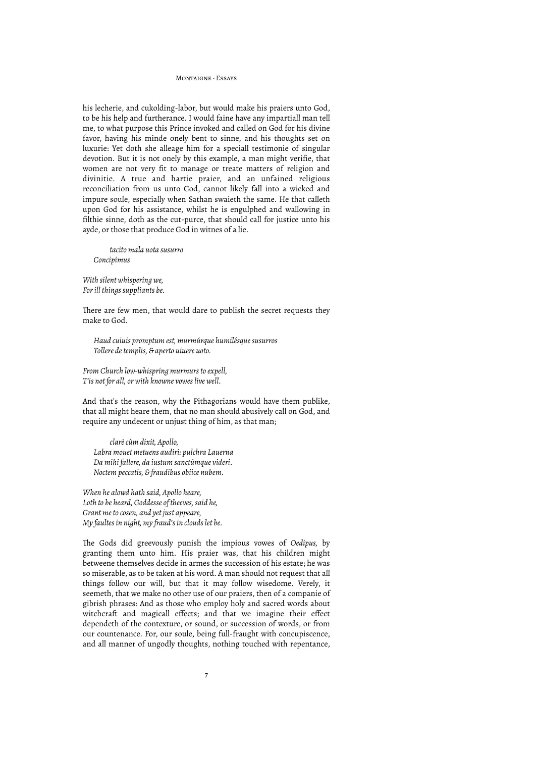his lecherie, and cukolding-labor, but would make his praiers unto God, to be his help and furtherance. I would faine have any impartiall man tell me, to what purpose this Prince invoked and called on God for his divine favor, having his minde onely bent to sinne, and his thoughts set on luxurie: Yet doth she alleage him for a speciall testimonie of singular devotion. But it is not onely by this example, a man might verifie, that women are not very fit to manage or treate matters of religion and divinitie. A true and hartie praier, and an unfained religious reconciliation from us unto God, cannot likely fall into a wicked and impure soule, especially when Sathan swaieth the same. He that calleth upon God for his assistance, whilst he is engulphed and wallowing in filthie sinne, doth as the cut-purce, that should call for justice unto his ayde, or those that produce God in witnes of a lie.

> *tacito mala uota susurro*
> *Concipimus*

*With silent whispering we,*
*For ill things suppliants be.*

There are few men, that would dare to publish the secret requests they make to God.

> *Haud cuiuis promptum est, murmúrque humilésque susurros*
> *Tollere de templis, & aperto uiuere uoto.*

*From Church low-whispring murmurs to expell,*
*T'is not for all, or with knowne vowes live well.*

And that's the reason, why the Pithagorians would have them publike, that all might heare them, that no man should abusively call on God, and require any undecent or unjust thing of him, as that man;

> *clarè cùm dixit, Apollo,*
> *Labra mouet metuens audiri: pulchra Lauerna*
> *Da mihi fallere, da iustum sanctúmque uideri.*
> *Noctem peccatis, & fraudibus obiice nubem.*

*When he alowd hath said, Apollo heare,*
*Loth to be heard, Goddesse of theeves, said he,*
*Grant me to cosen, and yet just appeare,*
*My faultes in night, my fraud's in clouds let be.*

The Gods did greevously punish the impious vowes of *Oedipus*, by granting them unto him. His praier was, that his children might betweene themselves decide in armes the succession of his estate; he was so miserable, as to be taken at his word. A man should not request that all things follow our will, but that it may follow wisedome. Verely, it seemeth, that we make no other use of our praiers, then of a companie of gibrish phrases: And as those who employ holy and sacred words about witchcraft and magicall effects; and that we imagine their effect dependeth of the contexture, or sound, or succession of words, or from our countenance. For, our soule, being full-fraught with concupiscence, and all manner of ungodly thoughts, nothing touched with repentance,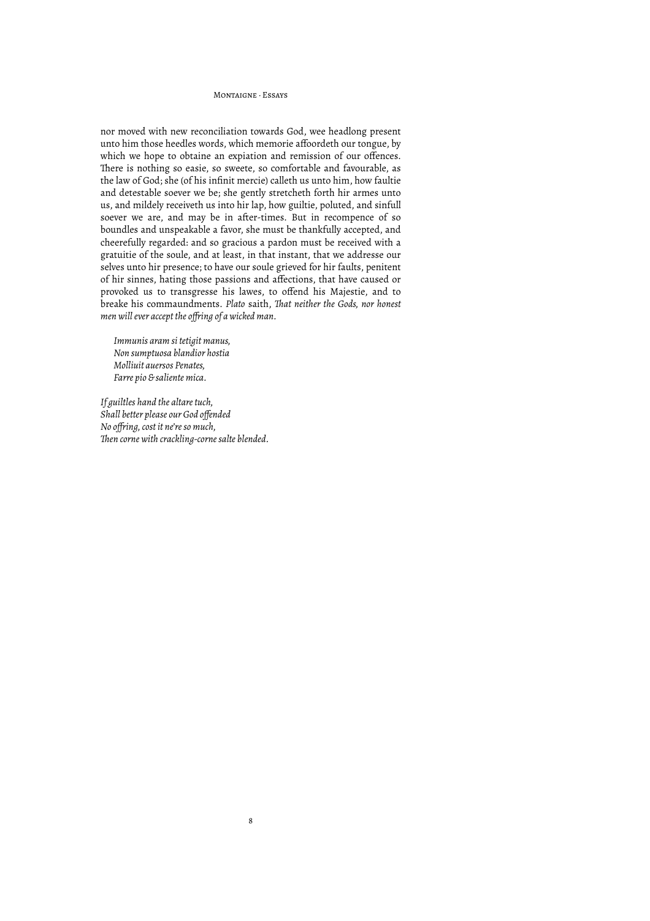nor moved with new reconciliation towards God, wee headlong present unto him those heedles words, which memorie affoordeth our tongue, by which we hope to obtaine an expiation and remission of our offences. There is nothing so easie, so sweete, so comfortable and favourable, as the law of God; she (of his infinit mercie) calleth us unto him, how faultie and detestable soever we be; she gently stretcheth forth hir armes unto us, and mildely receiveth us into hir lap, how guiltie, poluted, and sinfull soever we are, and may be in after-times. But in recompence of so boundles and unspeakable a favor, she must be thankfully accepted, and cheerefully regarded: and so gracious a pardon must be received with a gratuitie of the soule, and at least, in that instant, that we addresse our selves unto hir presence; to have our soule grieved for hir faults, penitent of hir sinnes, hating those passions and affections, that have caused or provoked us to transgresse his lawes, to offend his Majestie, and to breake his commaundments. *Plato* saith, *That neither the Gods, nor honest men will ever accept the offring of a wicked man.*

> *Immunis aram si tetigit manus,*
> *Non sumptuosa blandior hostia*
> *Molliuit auersos Penates,*
> *Farre pio & saliente mica.*

*If guiltles hand the altare tuch,*
*Shall better please our God offended*
*No offring, cost it ne're so much,*
*Then corne with crackling-corne salte blended.*